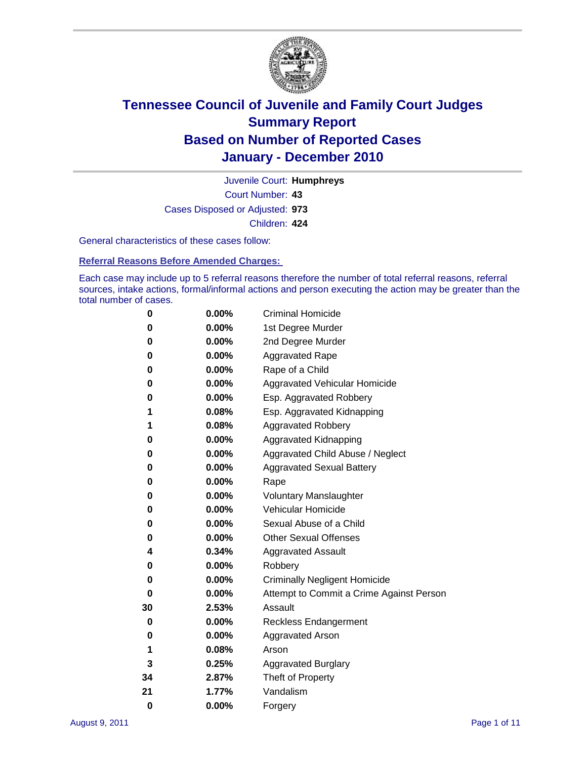# Tennessee Council of Juvenile and Family Court Judges
## Summary Report
## Based on Number of Reported Cases
## January - December 2010

Juvenile Court: **Humphreys**

Court Number: **43**

Cases Disposed or Adjusted: **973**

Children: **424**

General characteristics of these cases follow:

### Referral Reasons Before Amended Charges:

Each case may include up to 5 referral reasons therefore the number of total referral reasons, referral sources, intake actions, formal/informal actions and person executing the action may be greater than the total number of cases.

| Count | Percent | Referral Reason |
|---|---|---|
| 0 | 0.00% | Criminal Homicide |
| 0 | 0.00% | 1st Degree Murder |
| 0 | 0.00% | 2nd Degree Murder |
| 0 | 0.00% | Aggravated Rape |
| 0 | 0.00% | Rape of a Child |
| 0 | 0.00% | Aggravated Vehicular Homicide |
| 0 | 0.00% | Esp. Aggravated Robbery |
| 1 | 0.08% | Esp. Aggravated Kidnapping |
| 1 | 0.08% | Aggravated Robbery |
| 0 | 0.00% | Aggravated Kidnapping |
| 0 | 0.00% | Aggravated Child Abuse / Neglect |
| 0 | 0.00% | Aggravated Sexual Battery |
| 0 | 0.00% | Rape |
| 0 | 0.00% | Voluntary Manslaughter |
| 0 | 0.00% | Vehicular Homicide |
| 0 | 0.00% | Sexual Abuse of a Child |
| 0 | 0.00% | Other Sexual Offenses |
| 4 | 0.34% | Aggravated Assault |
| 0 | 0.00% | Robbery |
| 0 | 0.00% | Criminally Negligent Homicide |
| 0 | 0.00% | Attempt to Commit a Crime Against Person |
| 30 | 2.53% | Assault |
| 0 | 0.00% | Reckless Endangerment |
| 0 | 0.00% | Aggravated Arson |
| 1 | 0.08% | Arson |
| 3 | 0.25% | Aggravated Burglary |
| 34 | 2.87% | Theft of Property |
| 21 | 1.77% | Vandalism |
| 0 | 0.00% | Forgery |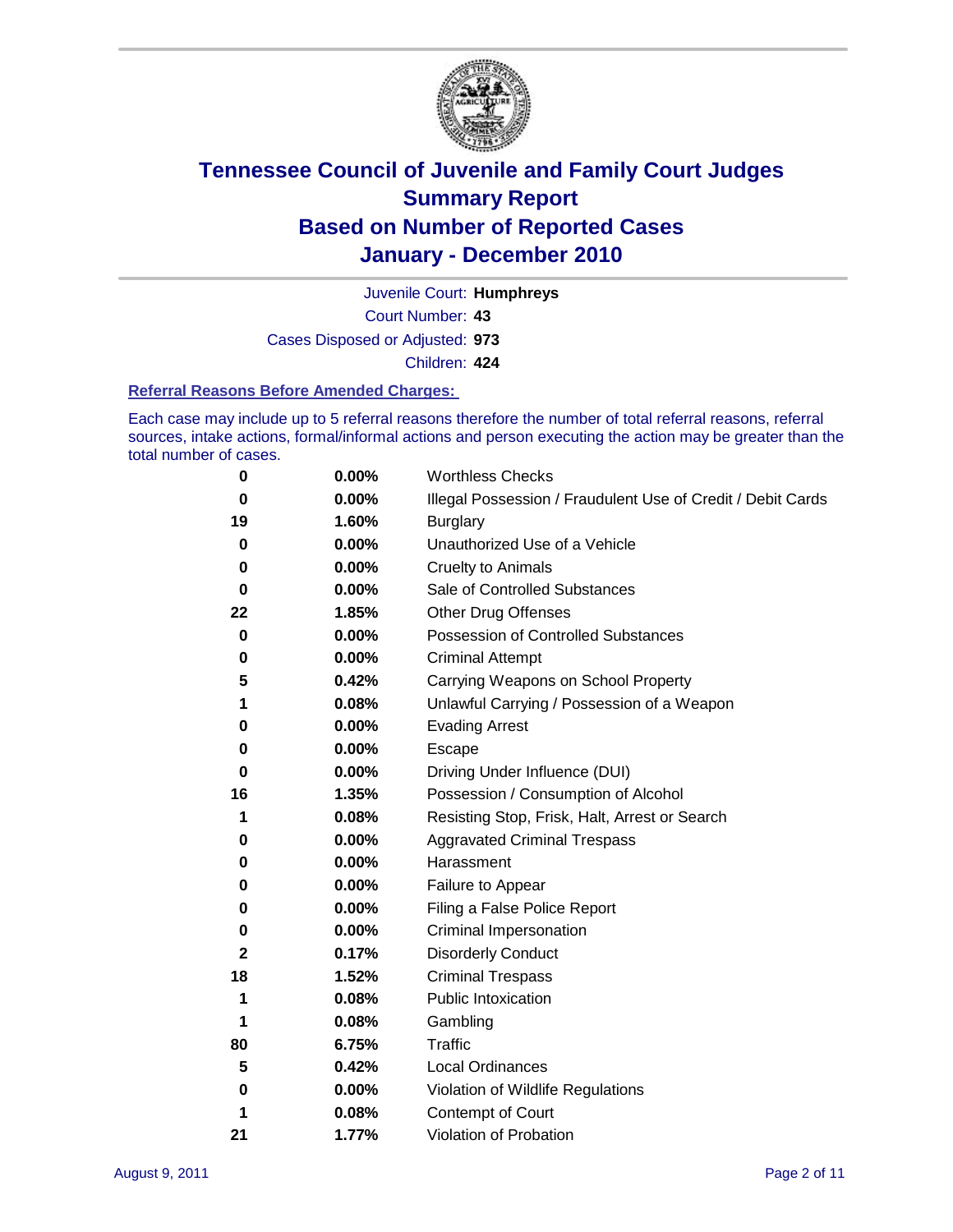# Tennessee Council of Juvenile and Family Court Judges
## Summary Report
## Based on Number of Reported Cases
## January - December 2010

Juvenile Court: **Humphreys**

Court Number: **43**

Cases Disposed or Adjusted: **973**

Children: **424**

### Referral Reasons Before Amended Charges:

Each case may include up to 5 referral reasons therefore the number of total referral reasons, referral sources, intake actions, formal/informal actions and person executing the action may be greater than the total number of cases.

| | | |
|---|---|---|
| 0 | 0.00% | Worthless Checks |
| 0 | 0.00% | Illegal Possession / Fraudulent Use of Credit / Debit Cards |
| 19 | 1.60% | Burglary |
| 0 | 0.00% | Unauthorized Use of a Vehicle |
| 0 | 0.00% | Cruelty to Animals |
| 0 | 0.00% | Sale of Controlled Substances |
| 22 | 1.85% | Other Drug Offenses |
| 0 | 0.00% | Possession of Controlled Substances |
| 0 | 0.00% | Criminal Attempt |
| 5 | 0.42% | Carrying Weapons on School Property |
| 1 | 0.08% | Unlawful Carrying / Possession of a Weapon |
| 0 | 0.00% | Evading Arrest |
| 0 | 0.00% | Escape |
| 0 | 0.00% | Driving Under Influence (DUI) |
| 16 | 1.35% | Possession / Consumption of Alcohol |
| 1 | 0.08% | Resisting Stop, Frisk, Halt, Arrest or Search |
| 0 | 0.00% | Aggravated Criminal Trespass |
| 0 | 0.00% | Harassment |
| 0 | 0.00% | Failure to Appear |
| 0 | 0.00% | Filing a False Police Report |
| 0 | 0.00% | Criminal Impersonation |
| 2 | 0.17% | Disorderly Conduct |
| 18 | 1.52% | Criminal Trespass |
| 1 | 0.08% | Public Intoxication |
| 1 | 0.08% | Gambling |
| 80 | 6.75% | Traffic |
| 5 | 0.42% | Local Ordinances |
| 0 | 0.00% | Violation of Wildlife Regulations |
| 1 | 0.08% | Contempt of Court |
| 21 | 1.77% | Violation of Probation |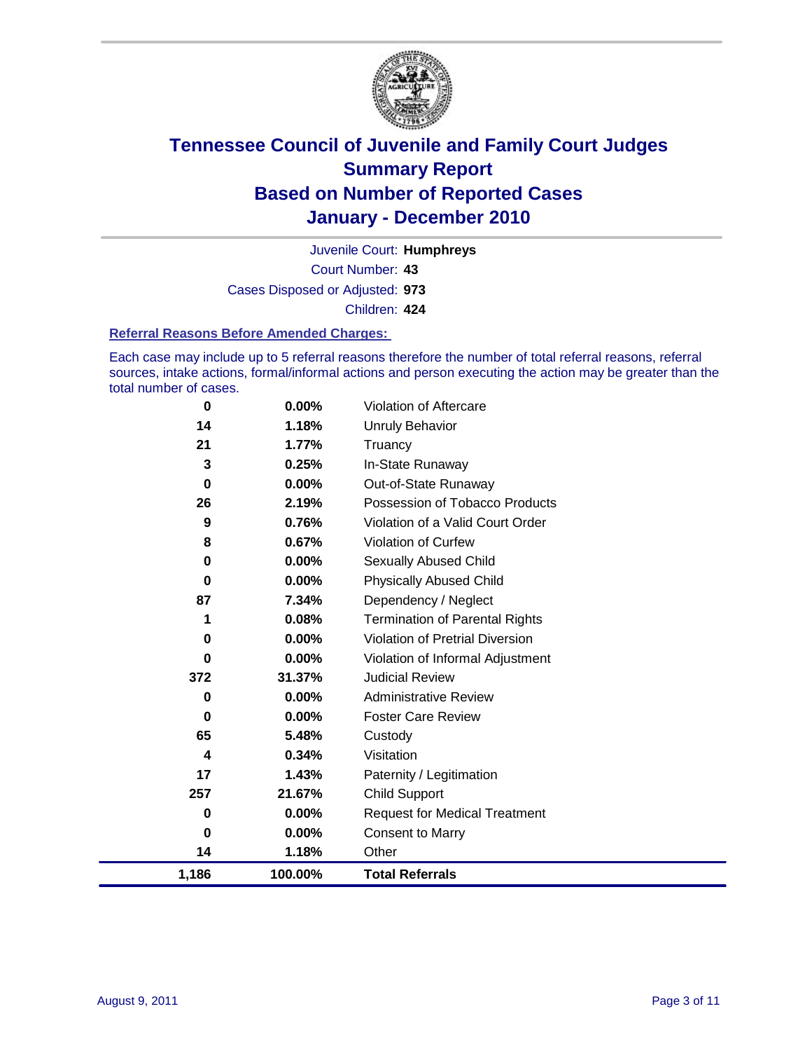# Tennessee Council of Juvenile and Family Court Judges
## Summary Report
## Based on Number of Reported Cases
## January - December 2010

Juvenile Court: **Humphreys**

Court Number: **43**

Cases Disposed or Adjusted: **973**

Children: **424**

### Referral Reasons Before Amended Charges:

Each case may include up to 5 referral reasons therefore the number of total referral reasons, referral sources, intake actions, formal/informal actions and person executing the action may be greater than the total number of cases.

| | | |
|---|---|---|
| 0 | 0.00% | Violation of Aftercare |
| 14 | 1.18% | Unruly Behavior |
| 21 | 1.77% | Truancy |
| 3 | 0.25% | In-State Runaway |
| 0 | 0.00% | Out-of-State Runaway |
| 26 | 2.19% | Possession of Tobacco Products |
| 9 | 0.76% | Violation of a Valid Court Order |
| 8 | 0.67% | Violation of Curfew |
| 0 | 0.00% | Sexually Abused Child |
| 0 | 0.00% | Physically Abused Child |
| 87 | 7.34% | Dependency / Neglect |
| 1 | 0.08% | Termination of Parental Rights |
| 0 | 0.00% | Violation of Pretrial Diversion |
| 0 | 0.00% | Violation of Informal Adjustment |
| 372 | 31.37% | Judicial Review |
| 0 | 0.00% | Administrative Review |
| 0 | 0.00% | Foster Care Review |
| 65 | 5.48% | Custody |
| 4 | 0.34% | Visitation |
| 17 | 1.43% | Paternity / Legitimation |
| 257 | 21.67% | Child Support |
| 0 | 0.00% | Request for Medical Treatment |
| 0 | 0.00% | Consent to Marry |
| 14 | 1.18% | Other |
| **1,186** | **100.00%** | **Total Referrals** |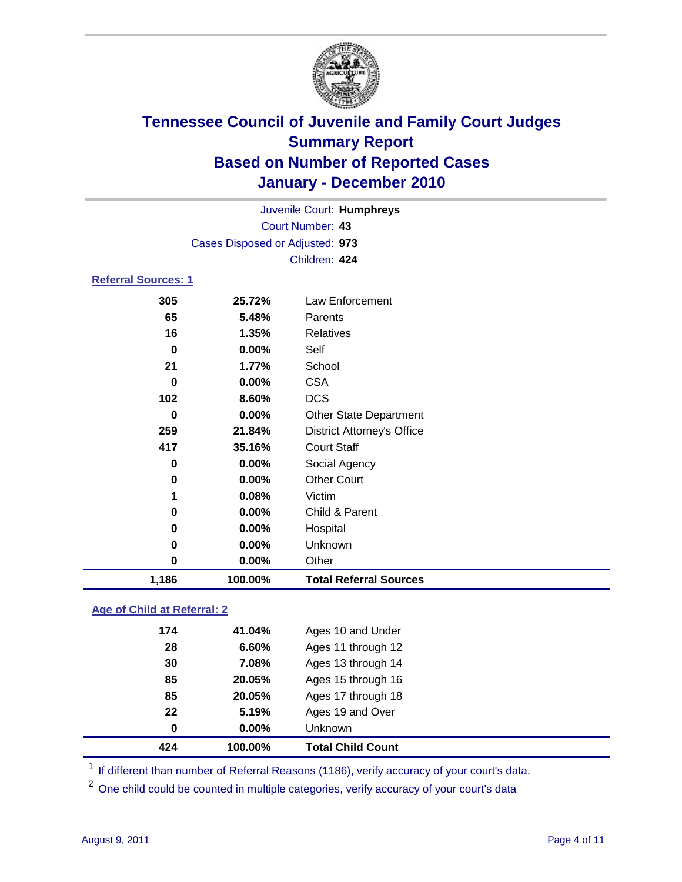# Tennessee Council of Juvenile and Family Court Judges
## Summary Report
## Based on Number of Reported Cases
## January - December 2010

Juvenile Court: **Humphreys**
Court Number: **43**
Cases Disposed or Adjusted: **973**
Children: **424**

### Referral Sources: 1

| | | |
|---|---|---|
| 305 | 25.72% | Law Enforcement |
| 65 | 5.48% | Parents |
| 16 | 1.35% | Relatives |
| 0 | 0.00% | Self |
| 21 | 1.77% | School |
| 0 | 0.00% | CSA |
| 102 | 8.60% | DCS |
| 0 | 0.00% | Other State Department |
| 259 | 21.84% | District Attorney's Office |
| 417 | 35.16% | Court Staff |
| 0 | 0.00% | Social Agency |
| 0 | 0.00% | Other Court |
| 1 | 0.08% | Victim |
| 0 | 0.00% | Child & Parent |
| 0 | 0.00% | Hospital |
| 0 | 0.00% | Unknown |
| 0 | 0.00% | Other |
| **1,186** | **100.00%** | **Total Referral Sources** |

### Age of Child at Referral: 2

| | | |
|---|---|---|
| 174 | 41.04% | Ages 10 and Under |
| 28 | 6.60% | Ages 11 through 12 |
| 30 | 7.08% | Ages 13 through 14 |
| 85 | 20.05% | Ages 15 through 16 |
| 85 | 20.05% | Ages 17 through 18 |
| 22 | 5.19% | Ages 19 and Over |
| 0 | 0.00% | Unknown |
| **424** | **100.00%** | **Total Child Count** |

[1] If different than number of Referral Reasons (1186), verify accuracy of your court's data.

[2] One child could be counted in multiple categories, verify accuracy of your court's data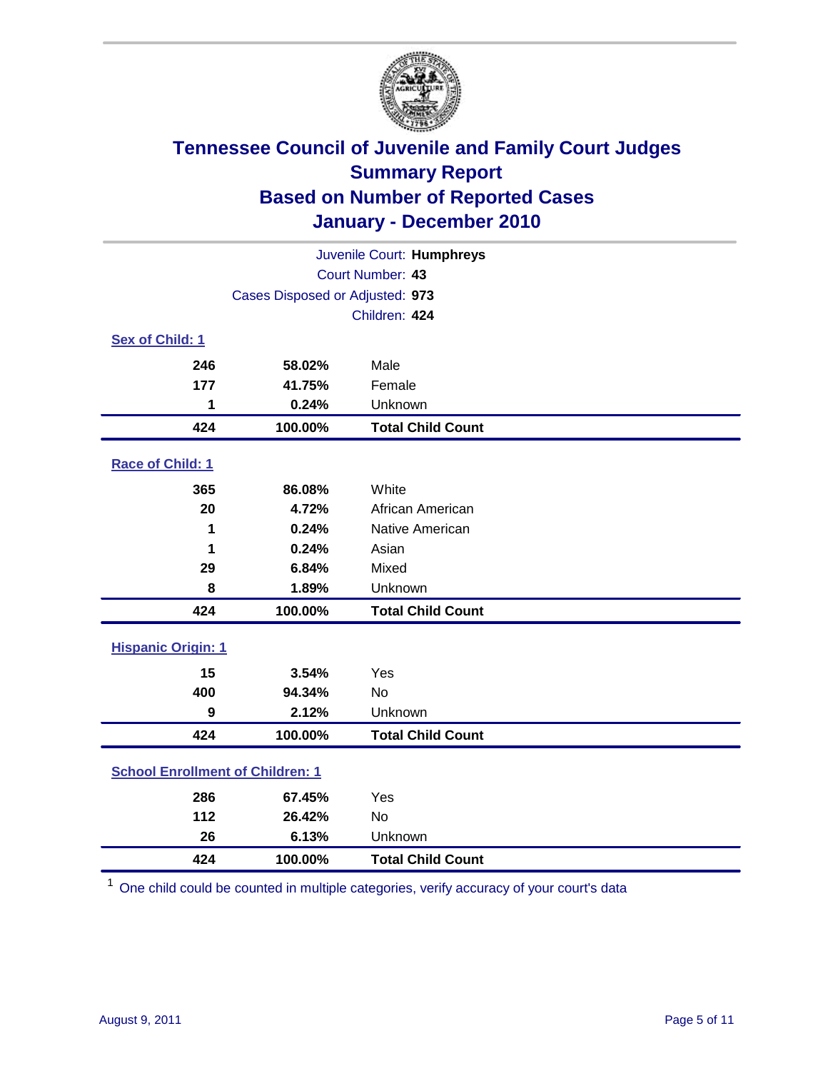# Tennessee Council of Juvenile and Family Court Judges
## Summary Report
## Based on Number of Reported Cases
## January - December 2010

Juvenile Court: **Humphreys**

Court Number: **43**

Cases Disposed or Adjusted: **973**

Children: **424**

### Sex of Child: 1

| | | |
|---|---|---|
| **246** | **58.02%** | Male |
| **177** | **41.75%** | Female |
| **1** | **0.24%** | Unknown |
| **424** | **100.00%** | **Total Child Count** |

### Race of Child: 1

| | | |
|---|---|---|
| **365** | **86.08%** | White |
| **20** | **4.72%** | African American |
| **1** | **0.24%** | Native American |
| **1** | **0.24%** | Asian |
| **29** | **6.84%** | Mixed |
| **8** | **1.89%** | Unknown |
| **424** | **100.00%** | **Total Child Count** |

### Hispanic Origin: 1

| | | |
|---|---|---|
| **15** | **3.54%** | Yes |
| **400** | **94.34%** | No |
| **9** | **2.12%** | Unknown |
| **424** | **100.00%** | **Total Child Count** |

### School Enrollment of Children: 1

| | | |
|---|---|---|
| **286** | **67.45%** | Yes |
| **112** | **26.42%** | No |
| **26** | **6.13%** | Unknown |
| **424** | **100.00%** | **Total Child Count** |

[1] One child could be counted in multiple categories, verify accuracy of your court's data

August 9, 2011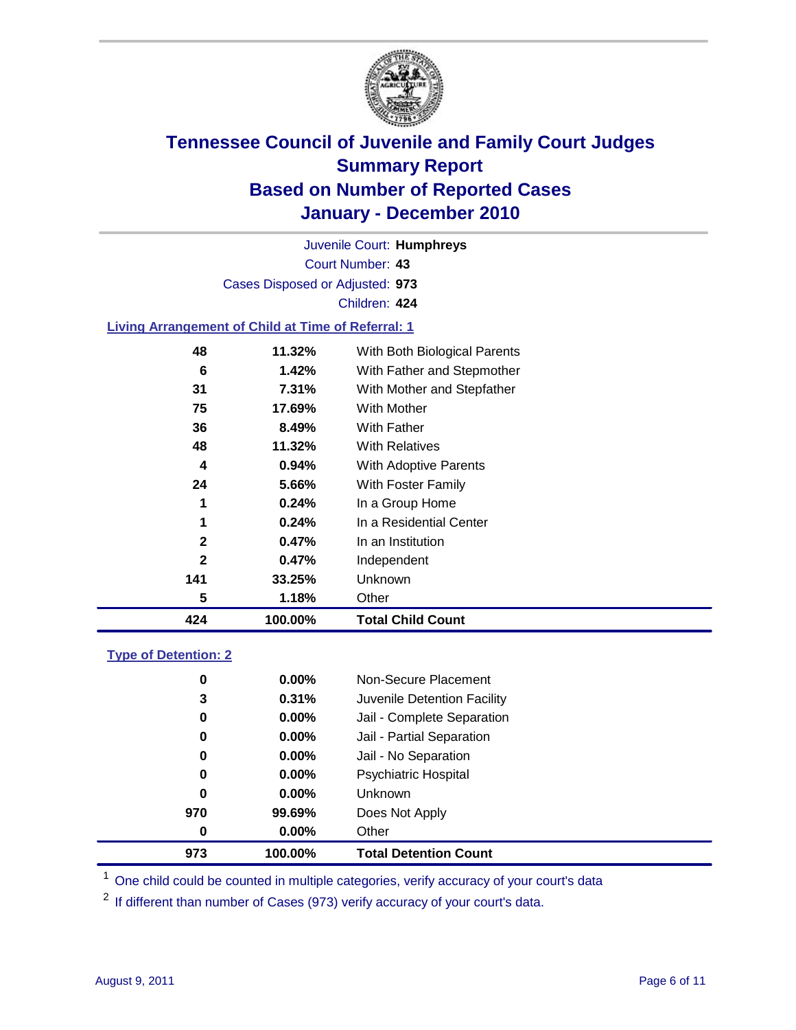# Tennessee Council of Juvenile and Family Court Judges
## Summary Report
## Based on Number of Reported Cases
## January - December 2010

Juvenile Court: **Humphreys**

Court Number: **43**

Cases Disposed or Adjusted: **973**

Children: **424**

### Living Arrangement of Child at Time of Referral: 1

| Count | Percent | Living Arrangement |
|---|---|---|
| 48 | 11.32% | With Both Biological Parents |
| 6 | 1.42% | With Father and Stepmother |
| 31 | 7.31% | With Mother and Stepfather |
| 75 | 17.69% | With Mother |
| 36 | 8.49% | With Father |
| 48 | 11.32% | With Relatives |
| 4 | 0.94% | With Adoptive Parents |
| 24 | 5.66% | With Foster Family |
| 1 | 0.24% | In a Group Home |
| 1 | 0.24% | In a Residential Center |
| 2 | 0.47% | In an Institution |
| 2 | 0.47% | Independent |
| 141 | 33.25% | Unknown |
| 5 | 1.18% | Other |
| **424** | **100.00%** | **Total Child Count** |

### Type of Detention: 2

| Count | Percent | Type of Detention |
|---|---|---|
| 0 | 0.00% | Non-Secure Placement |
| 3 | 0.31% | Juvenile Detention Facility |
| 0 | 0.00% | Jail - Complete Separation |
| 0 | 0.00% | Jail - Partial Separation |
| 0 | 0.00% | Jail - No Separation |
| 0 | 0.00% | Psychiatric Hospital |
| 0 | 0.00% | Unknown |
| 970 | 99.69% | Does Not Apply |
| 0 | 0.00% | Other |
| **973** | **100.00%** | **Total Detention Count** |

[1] One child could be counted in multiple categories, verify accuracy of your court's data

[2] If different than number of Cases (973) verify accuracy of your court's data.

August 9, 2011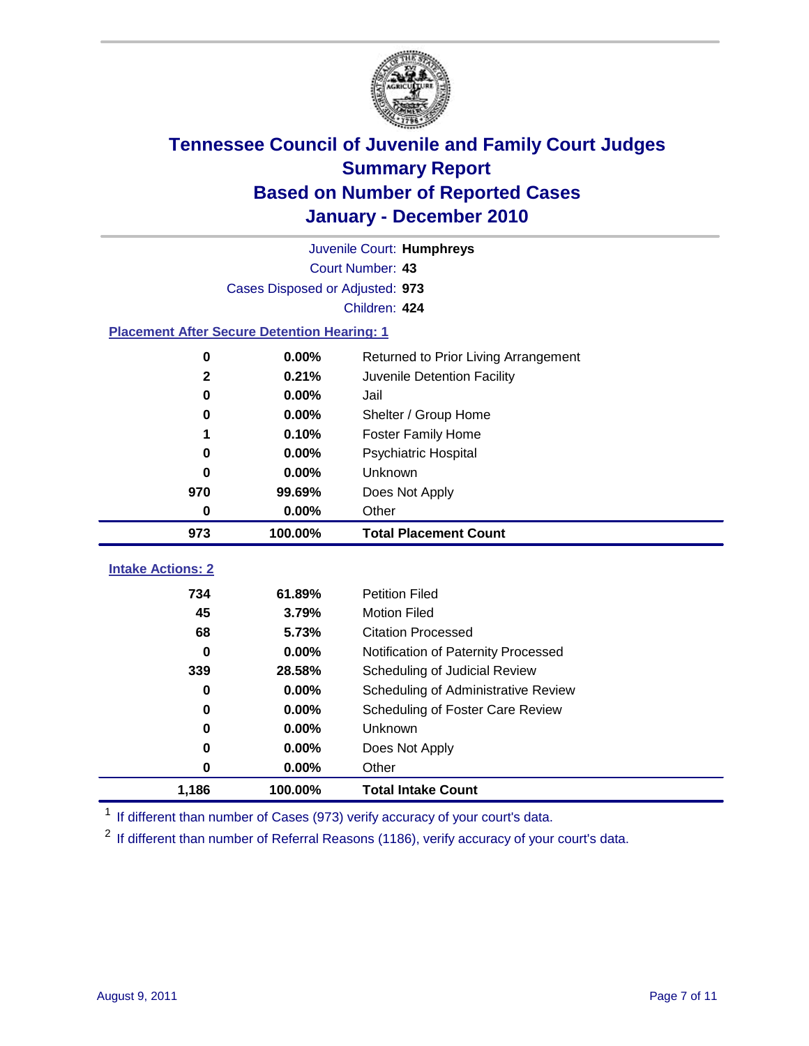# Tennessee Council of Juvenile and Family Court Judges
## Summary Report
## Based on Number of Reported Cases
## January - December 2010

Juvenile Court: **Humphreys**

Court Number: **43**

Cases Disposed or Adjusted: **973**

Children: **424**

### Placement After Secure Detention Hearing: 1

| | | |
|---|---|---|
| 0 | 0.00% | Returned to Prior Living Arrangement |
| 2 | 0.21% | Juvenile Detention Facility |
| 0 | 0.00% | Jail |
| 0 | 0.00% | Shelter / Group Home |
| 1 | 0.10% | Foster Family Home |
| 0 | 0.00% | Psychiatric Hospital |
| 0 | 0.00% | Unknown |
| 970 | 99.69% | Does Not Apply |
| 0 | 0.00% | Other |
| **973** | **100.00%** | **Total Placement Count** |

### Intake Actions: 2

| | | |
|---|---|---|
| 734 | 61.89% | Petition Filed |
| 45 | 3.79% | Motion Filed |
| 68 | 5.73% | Citation Processed |
| 0 | 0.00% | Notification of Paternity Processed |
| 339 | 28.58% | Scheduling of Judicial Review |
| 0 | 0.00% | Scheduling of Administrative Review |
| 0 | 0.00% | Scheduling of Foster Care Review |
| 0 | 0.00% | Unknown |
| 0 | 0.00% | Does Not Apply |
| 0 | 0.00% | Other |
| **1,186** | **100.00%** | **Total Intake Count** |

[1] If different than number of Cases (973) verify accuracy of your court's data.

[2] If different than number of Referral Reasons (1186), verify accuracy of your court's data.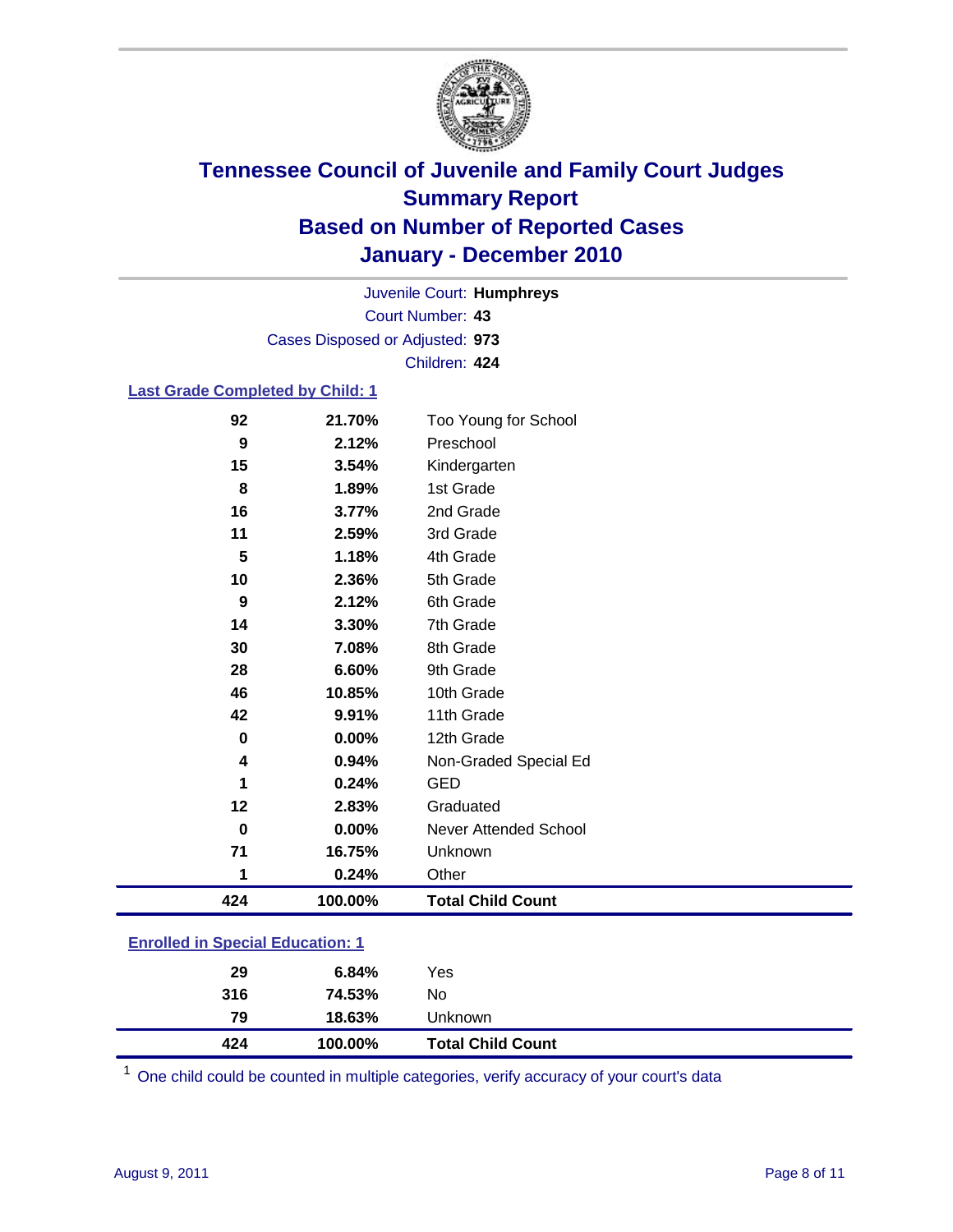# Tennessee Council of Juvenile and Family Court Judges
## Summary Report
## Based on Number of Reported Cases
## January - December 2010

Juvenile Court: **Humphreys**
Court Number: **43**
Cases Disposed or Adjusted: **973**
Children: **424**

### Last Grade Completed by Child: 1

| | | |
|---|---|---|
| 92 | 21.70% | Too Young for School |
| 9 | 2.12% | Preschool |
| 15 | 3.54% | Kindergarten |
| 8 | 1.89% | 1st Grade |
| 16 | 3.77% | 2nd Grade |
| 11 | 2.59% | 3rd Grade |
| 5 | 1.18% | 4th Grade |
| 10 | 2.36% | 5th Grade |
| 9 | 2.12% | 6th Grade |
| 14 | 3.30% | 7th Grade |
| 30 | 7.08% | 8th Grade |
| 28 | 6.60% | 9th Grade |
| 46 | 10.85% | 10th Grade |
| 42 | 9.91% | 11th Grade |
| 0 | 0.00% | 12th Grade |
| 4 | 0.94% | Non-Graded Special Ed |
| 1 | 0.24% | GED |
| 12 | 2.83% | Graduated |
| 0 | 0.00% | Never Attended School |
| 71 | 16.75% | Unknown |
| 1 | 0.24% | Other |
| **424** | **100.00%** | **Total Child Count** |

### Enrolled in Special Education: 1

| | | |
|---|---|---|
| 29 | 6.84% | Yes |
| 316 | 74.53% | No |
| 79 | 18.63% | Unknown |
| **424** | **100.00%** | **Total Child Count** |

[1] One child could be counted in multiple categories, verify accuracy of your court's data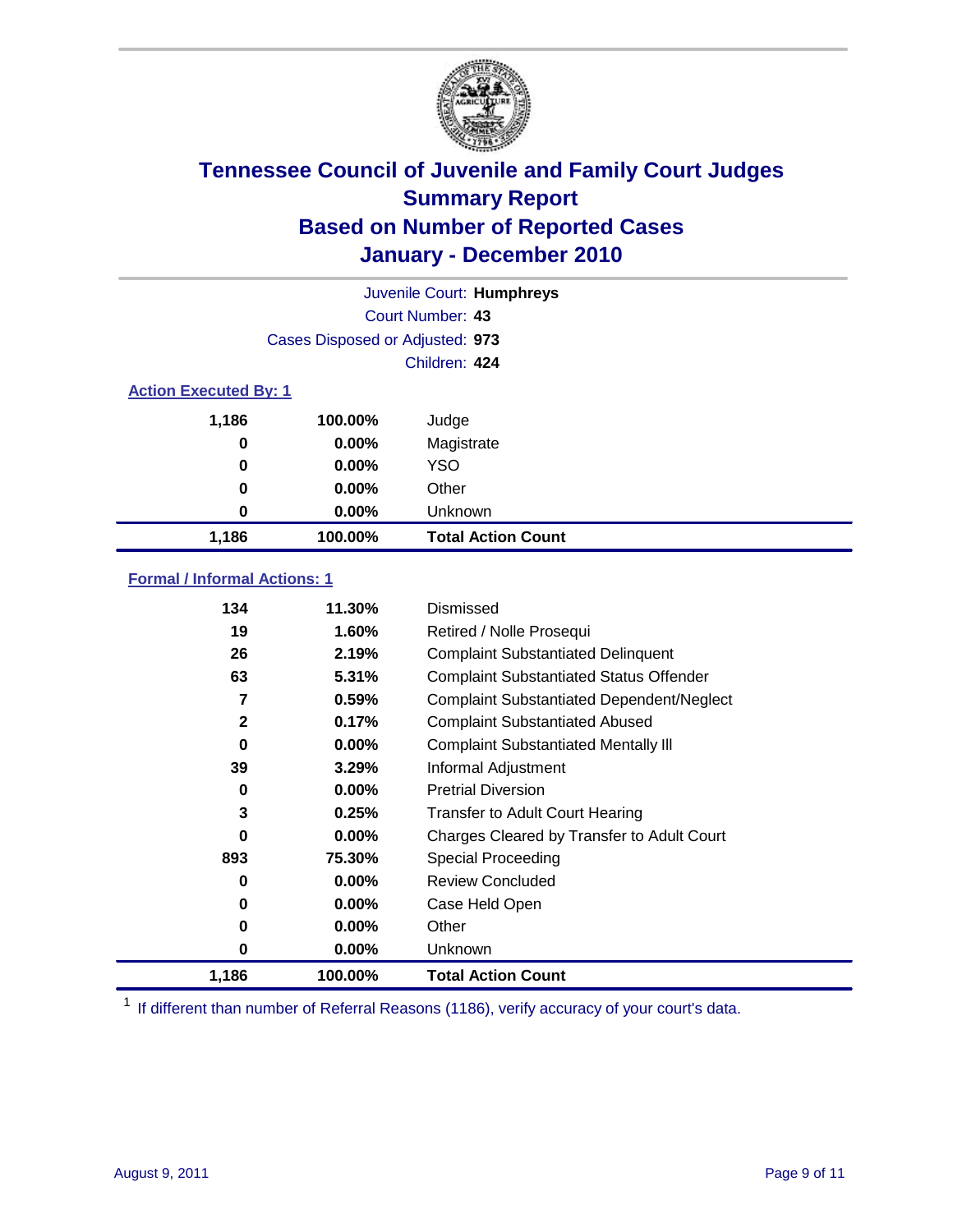# Tennessee Council of Juvenile and Family Court Judges
## Summary Report
## Based on Number of Reported Cases
## January - December 2010

Juvenile Court: **Humphreys**

Court Number: **43**

Cases Disposed or Adjusted: **973**

Children: **424**

### Action Executed By: 1

| | | |
|---|---|---|
| 1,186 | 100.00% | Judge |
| 0 | 0.00% | Magistrate |
| 0 | 0.00% | YSO |
| 0 | 0.00% | Other |
| 0 | 0.00% | Unknown |
| **1,186** | **100.00%** | **Total Action Count** |

### Formal / Informal Actions: 1

| | | |
|---|---|---|
| 134 | 11.30% | Dismissed |
| 19 | 1.60% | Retired / Nolle Prosequi |
| 26 | 2.19% | Complaint Substantiated Delinquent |
| 63 | 5.31% | Complaint Substantiated Status Offender |
| 7 | 0.59% | Complaint Substantiated Dependent/Neglect |
| 2 | 0.17% | Complaint Substantiated Abused |
| 0 | 0.00% | Complaint Substantiated Mentally Ill |
| 39 | 3.29% | Informal Adjustment |
| 0 | 0.00% | Pretrial Diversion |
| 3 | 0.25% | Transfer to Adult Court Hearing |
| 0 | 0.00% | Charges Cleared by Transfer to Adult Court |
| 893 | 75.30% | Special Proceeding |
| 0 | 0.00% | Review Concluded |
| 0 | 0.00% | Case Held Open |
| 0 | 0.00% | Other |
| 0 | 0.00% | Unknown |
| **1,186** | **100.00%** | **Total Action Count** |

[1] If different than number of Referral Reasons (1186), verify accuracy of your court's data.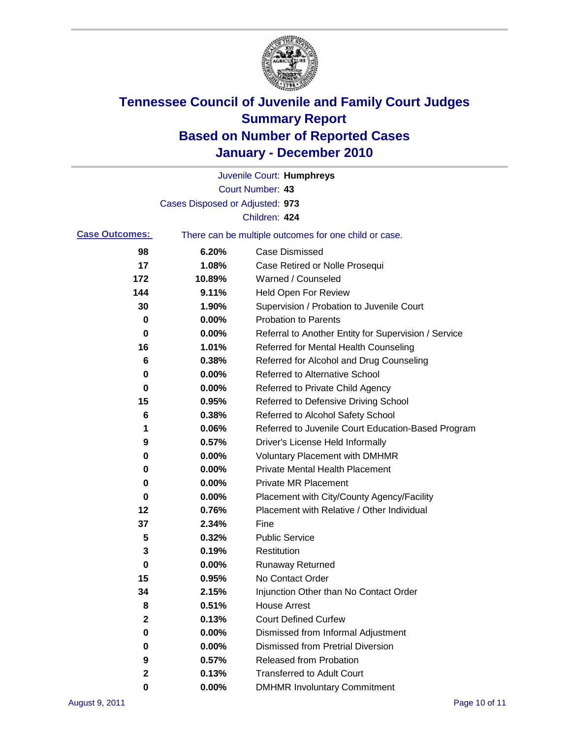# Tennessee Council of Juvenile and Family Court Judges
## Summary Report
## Based on Number of Reported Cases
## January - December 2010

Juvenile Court: **Humphreys**
Court Number: **43**
Cases Disposed or Adjusted: **973**
Children: **424**

**Case Outcomes:** There can be multiple outcomes for one child or case.

| Count | Percent | Outcome |
|---|---|---|
| 98 | 6.20% | Case Dismissed |
| 17 | 1.08% | Case Retired or Nolle Prosequi |
| 172 | 10.89% | Warned / Counseled |
| 144 | 9.11% | Held Open For Review |
| 30 | 1.90% | Supervision / Probation to Juvenile Court |
| 0 | 0.00% | Probation to Parents |
| 0 | 0.00% | Referral to Another Entity for Supervision / Service |
| 16 | 1.01% | Referred for Mental Health Counseling |
| 6 | 0.38% | Referred for Alcohol and Drug Counseling |
| 0 | 0.00% | Referred to Alternative School |
| 0 | 0.00% | Referred to Private Child Agency |
| 15 | 0.95% | Referred to Defensive Driving School |
| 6 | 0.38% | Referred to Alcohol Safety School |
| 1 | 0.06% | Referred to Juvenile Court Education-Based Program |
| 9 | 0.57% | Driver's License Held Informally |
| 0 | 0.00% | Voluntary Placement with DMHMR |
| 0 | 0.00% | Private Mental Health Placement |
| 0 | 0.00% | Private MR Placement |
| 0 | 0.00% | Placement with City/County Agency/Facility |
| 12 | 0.76% | Placement with Relative / Other Individual |
| 37 | 2.34% | Fine |
| 5 | 0.32% | Public Service |
| 3 | 0.19% | Restitution |
| 0 | 0.00% | Runaway Returned |
| 15 | 0.95% | No Contact Order |
| 34 | 2.15% | Injunction Other than No Contact Order |
| 8 | 0.51% | House Arrest |
| 2 | 0.13% | Court Defined Curfew |
| 0 | 0.00% | Dismissed from Informal Adjustment |
| 0 | 0.00% | Dismissed from Pretrial Diversion |
| 9 | 0.57% | Released from Probation |
| 2 | 0.13% | Transferred to Adult Court |
| 0 | 0.00% | DMHMR Involuntary Commitment |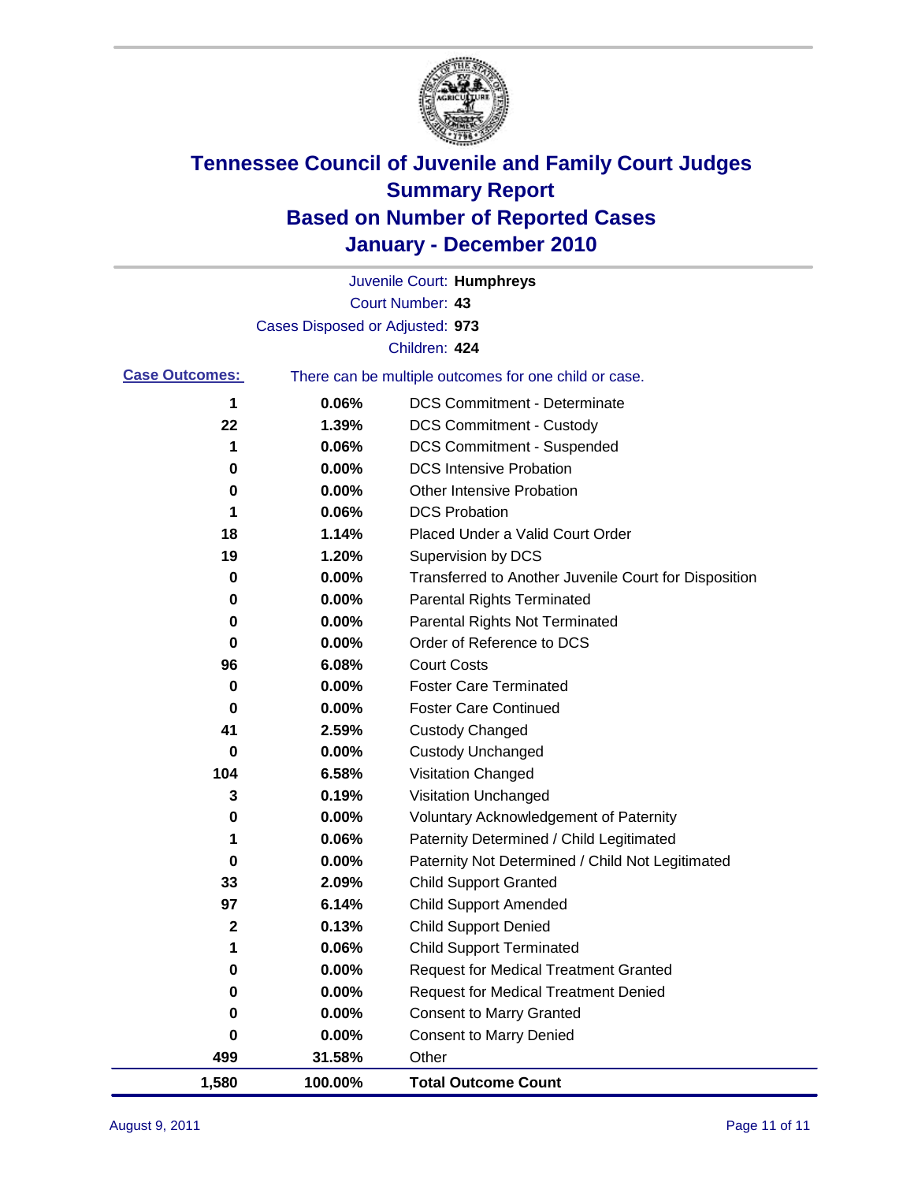# Tennessee Council of Juvenile and Family Court Judges
## Summary Report
## Based on Number of Reported Cases
## January - December 2010

Juvenile Court: **Humphreys**

Court Number: **43**

Cases Disposed or Adjusted: **973**

Children: **424**

**Case Outcomes:** There can be multiple outcomes for one child or case.

| | | |
|---|---|---|
| 1 | 0.06% | DCS Commitment - Determinate |
| 22 | 1.39% | DCS Commitment - Custody |
| 1 | 0.06% | DCS Commitment - Suspended |
| 0 | 0.00% | DCS Intensive Probation |
| 0 | 0.00% | Other Intensive Probation |
| 1 | 0.06% | DCS Probation |
| 18 | 1.14% | Placed Under a Valid Court Order |
| 19 | 1.20% | Supervision by DCS |
| 0 | 0.00% | Transferred to Another Juvenile Court for Disposition |
| 0 | 0.00% | Parental Rights Terminated |
| 0 | 0.00% | Parental Rights Not Terminated |
| 0 | 0.00% | Order of Reference to DCS |
| 96 | 6.08% | Court Costs |
| 0 | 0.00% | Foster Care Terminated |
| 0 | 0.00% | Foster Care Continued |
| 41 | 2.59% | Custody Changed |
| 0 | 0.00% | Custody Unchanged |
| 104 | 6.58% | Visitation Changed |
| 3 | 0.19% | Visitation Unchanged |
| 0 | 0.00% | Voluntary Acknowledgement of Paternity |
| 1 | 0.06% | Paternity Determined / Child Legitimated |
| 0 | 0.00% | Paternity Not Determined / Child Not Legitimated |
| 33 | 2.09% | Child Support Granted |
| 97 | 6.14% | Child Support Amended |
| 2 | 0.13% | Child Support Denied |
| 1 | 0.06% | Child Support Terminated |
| 0 | 0.00% | Request for Medical Treatment Granted |
| 0 | 0.00% | Request for Medical Treatment Denied |
| 0 | 0.00% | Consent to Marry Granted |
| 0 | 0.00% | Consent to Marry Denied |
| 499 | 31.58% | Other |
| **1,580** | **100.00%** | **Total Outcome Count** |